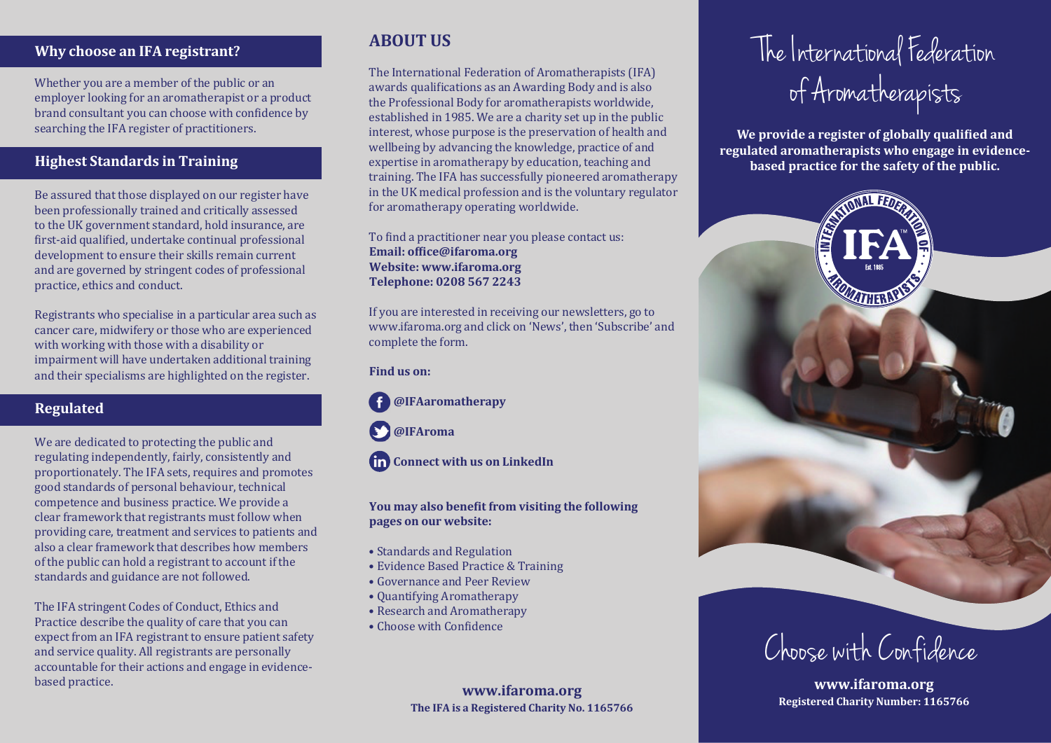## Why choose an IFA registrant?

Whether you are a member of the public or an employer looking for an aromatherapist or a product brand consultant you can choose with confidence by searching the IFA register of practitioners.

## Highest Standards in Training

Be assured that those displayed on our register have been professionally trained and critically assessed to the UK government standard, hold insurance, are first-aid qualified, undertake continual professional development to ensure their skills remain current and are governed by stringent codes of professional practice, ethics and conduct.

Registrants who specialise in a particular area such as cancer care, midwifery or those who are experienced with working with those with a disability or impairment will have undertaken additional training and their specialisms are highlighted on the register.

## Regulated

We are dedicated to protecting the public and regulating independently, fairly, consistently and proportionately. The IFA sets, requires and promotes good standards of personal behaviour, technical competence and business practice. We provide a clear framework that registrants must follow when providing care, treatment and services to patients and also a clear framework that describes how members of the public can hold a registrant to account if the standards and guidance are not followed.

The IFA stringent Codes of Conduct, Ethics and Practice describe the quality of care that you can expect from an IFA registrant to ensure patient safety and service quality. All registrants are personally accountable for their actions and engage in evidence-based practice.

## ABOUT US

The International Federation of Aromatherapists (IFA) awards qualifications as an Awarding Body and is also the Professional Body for aromatherapists worldwide, established in 1985. We are a charity set up in the public interest, whose purpose is the preservation of health and wellbeing by advancing the knowledge, practice of and expertise in aromatherapy by education, teaching and training. The IFA has successfully pioneered aromatherapy in the UK medical profession and is the voluntary regulator for aromatherapy operating worldwide.

To find a practitioner near you please contact us:
**Email: office@ifaroma.org**
**Website: www.ifaroma.org**
**Telephone: 0208 567 2243**

If you are interested in receiving our newsletters, go to www.ifaroma.org and click on 'News', then 'Subscribe' and complete the form.

**Find us on:**

**@IFAaromatherapy**

**@IFAroma**

**Connect with us on LinkedIn**

**You may also benefit from visiting the following pages on our website:**

- Standards and Regulation
- Evidence Based Practice & Training
- Governance and Peer Review
- Quantifying Aromatherapy
- Research and Aromatherapy
- Choose with Confidence

**www.ifaroma.org**
**The IFA is a Registered Charity No. 1165766**

# The International Federation of Aromatherapists

**We provide a register of globally qualified and regulated aromatherapists who engage in evidence-based practice for the safety of the public.**

INTERNATIONAL FEDERATION OF AROMATHERAPISTS
IFA™
Est. 1985

## Choose with Confidence

**www.ifaroma.org**
**Registered Charity Number: 1165766**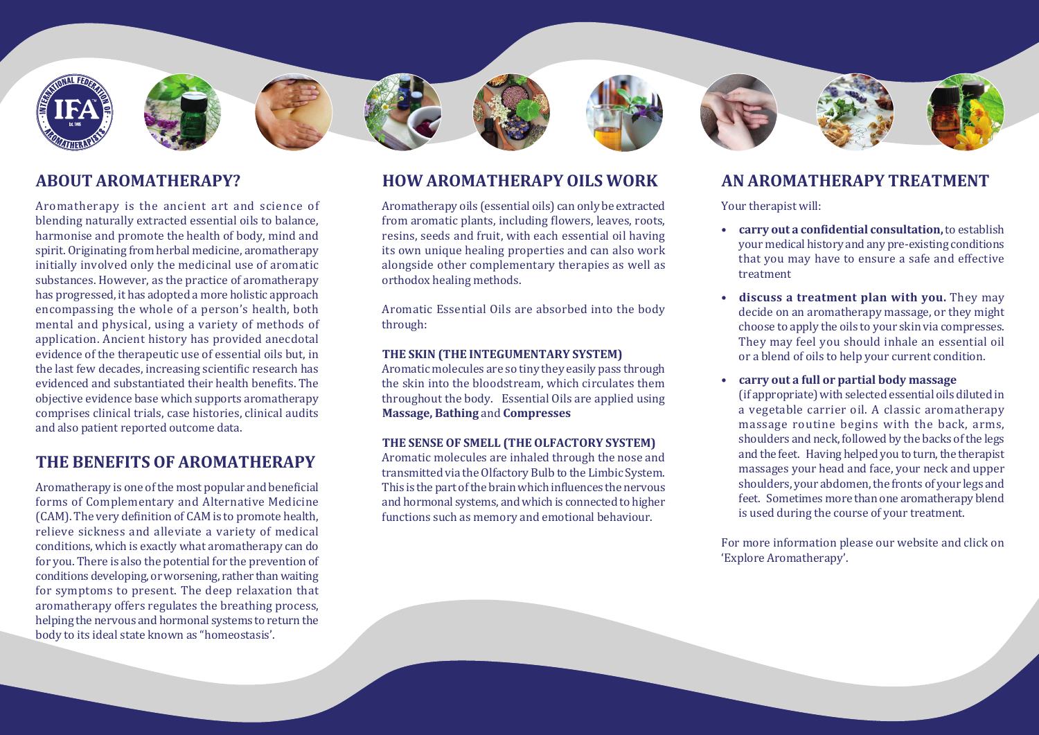## ABOUT AROMATHERAPY?

Aromatherapy is the ancient art and science of blending naturally extracted essential oils to balance, harmonise and promote the health of body, mind and spirit. Originating from herbal medicine, aromatherapy initially involved only the medicinal use of aromatic substances. However, as the practice of aromatherapy has progressed, it has adopted a more holistic approach encompassing the whole of a person's health, both mental and physical, using a variety of methods of application. Ancient history has provided anecdotal evidence of the therapeutic use of essential oils but, in the last few decades, increasing scientific research has evidenced and substantiated their health benefits. The objective evidence base which supports aromatherapy comprises clinical trials, case histories, clinical audits and also patient reported outcome data.

## THE BENEFITS OF AROMATHERAPY

Aromatherapy is one of the most popular and beneficial forms of Complementary and Alternative Medicine (CAM). The very definition of CAM is to promote health, relieve sickness and alleviate a variety of medical conditions, which is exactly what aromatherapy can do for you. There is also the potential for the prevention of conditions developing, or worsening, rather than waiting for symptoms to present. The deep relaxation that aromatherapy offers regulates the breathing process, helping the nervous and hormonal systems to return the body to its ideal state known as "homeostasis'.

## HOW AROMATHERAPY OILS WORK

Aromatherapy oils (essential oils) can only be extracted from aromatic plants, including flowers, leaves, roots, resins, seeds and fruit, with each essential oil having its own unique healing properties and can also work alongside other complementary therapies as well as orthodox healing methods.

Aromatic Essential Oils are absorbed into the body through:

**THE SKIN (THE INTEGUMENTARY SYSTEM)**
Aromatic molecules are so tiny they easily pass through the skin into the bloodstream, which circulates them throughout the body. Essential Oils are applied using **Massage, Bathing** and **Compresses**

**THE SENSE OF SMELL (THE OLFACTORY SYSTEM)**
Aromatic molecules are inhaled through the nose and transmitted via the Olfactory Bulb to the Limbic System. This is the part of the brain which influences the nervous and hormonal systems, and which is connected to higher functions such as memory and emotional behaviour.

## AN AROMATHERAPY TREATMENT

Your therapist will:

- **carry out a confidential consultation,** to establish your medical history and any pre-existing conditions that you may have to ensure a safe and effective treatment
- **discuss a treatment plan with you.** They may decide on an aromatherapy massage, or they might choose to apply the oils to your skin via compresses. They may feel you should inhale an essential oil or a blend of oils to help your current condition.
- **carry out a full or partial body massage** (if appropriate) with selected essential oils diluted in a vegetable carrier oil. A classic aromatherapy massage routine begins with the back, arms, shoulders and neck, followed by the backs of the legs and the feet. Having helped you to turn, the therapist massages your head and face, your neck and upper shoulders, your abdomen, the fronts of your legs and feet. Sometimes more than one aromatherapy blend is used during the course of your treatment.

For more information please our website and click on 'Explore Aromatherapy'.